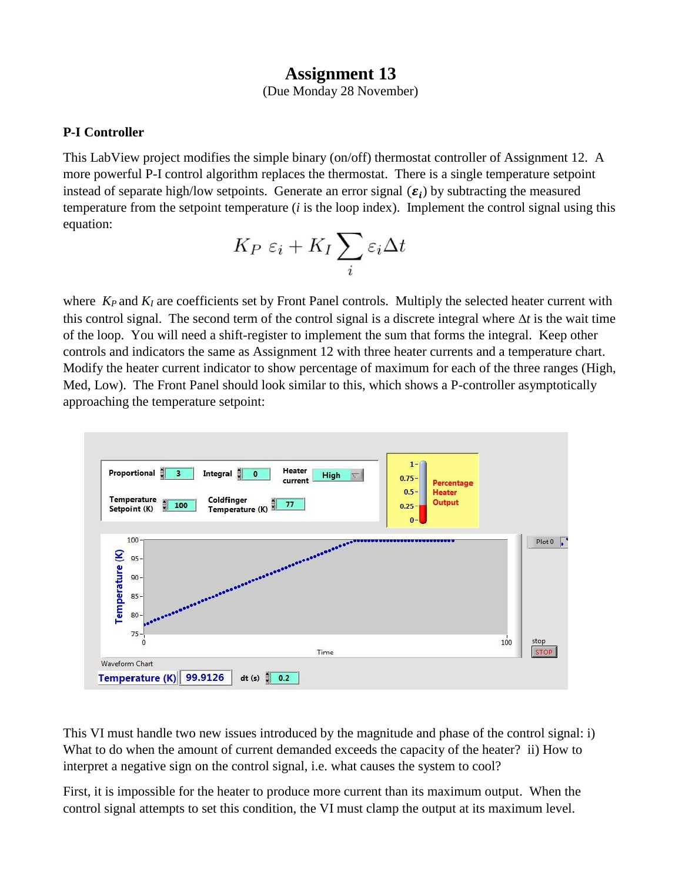# Assignment 13

(Due Monday 28 November)

**P-I Controller**

This LabView project modifies the simple binary (on/off) thermostat controller of Assignment 12. A more powerful P-I control algorithm replaces the thermostat. There is a single temperature setpoint instead of separate high/low setpoints. Generate an error signal ($\boldsymbol{\varepsilon_i}$) by subtracting the measured temperature from the setpoint temperature ($i$ is the loop index). Implement the control signal using this equation:

$$K_P \ \varepsilon_i + K_I \sum_i \varepsilon_i \Delta t$$

where $K_P$ and $K_I$ are coefficients set by Front Panel controls. Multiply the selected heater current with this control signal. The second term of the control signal is a discrete integral where $\Delta t$ is the wait time of the loop. You will need a shift-register to implement the sum that forms the integral. Keep other controls and indicators the same as Assignment 12 with three heater currents and a temperature chart. Modify the heater current indicator to show percentage of maximum for each of the three ranges (High, Med, Low). The Front Panel should look similar to this, which shows a P-controller asymptotically approaching the temperature setpoint:

This VI must handle two new issues introduced by the magnitude and phase of the control signal: i) What to do when the amount of current demanded exceeds the capacity of the heater? ii) How to interpret a negative sign on the control signal, i.e. what causes the system to cool?

First, it is impossible for the heater to produce more current than its maximum output. When the control signal attempts to set this condition, the VI must clamp the output at its maximum level.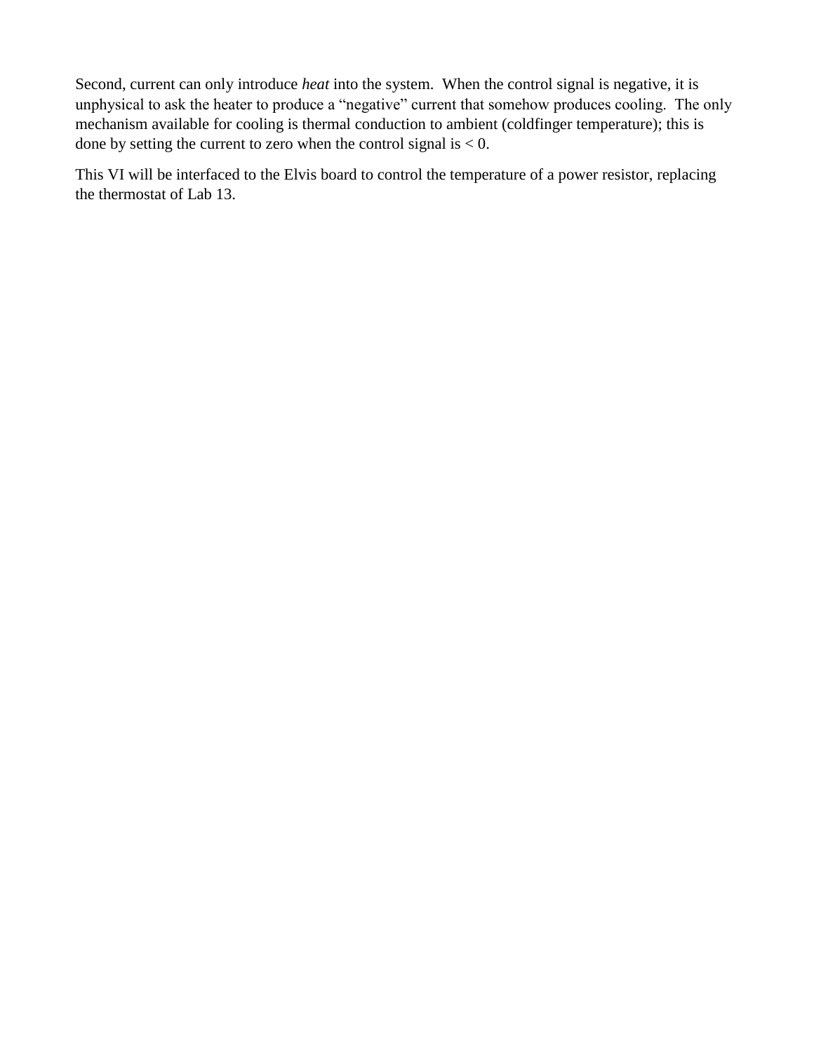Second, current can only introduce *heat* into the system. When the control signal is negative, it is unphysical to ask the heater to produce a "negative" current that somehow produces cooling. The only mechanism available for cooling is thermal conduction to ambient (coldfinger temperature); this is done by setting the current to zero when the control signal is $< 0$.

This VI will be interfaced to the Elvis board to control the temperature of a power resistor, replacing the thermostat of Lab 13.